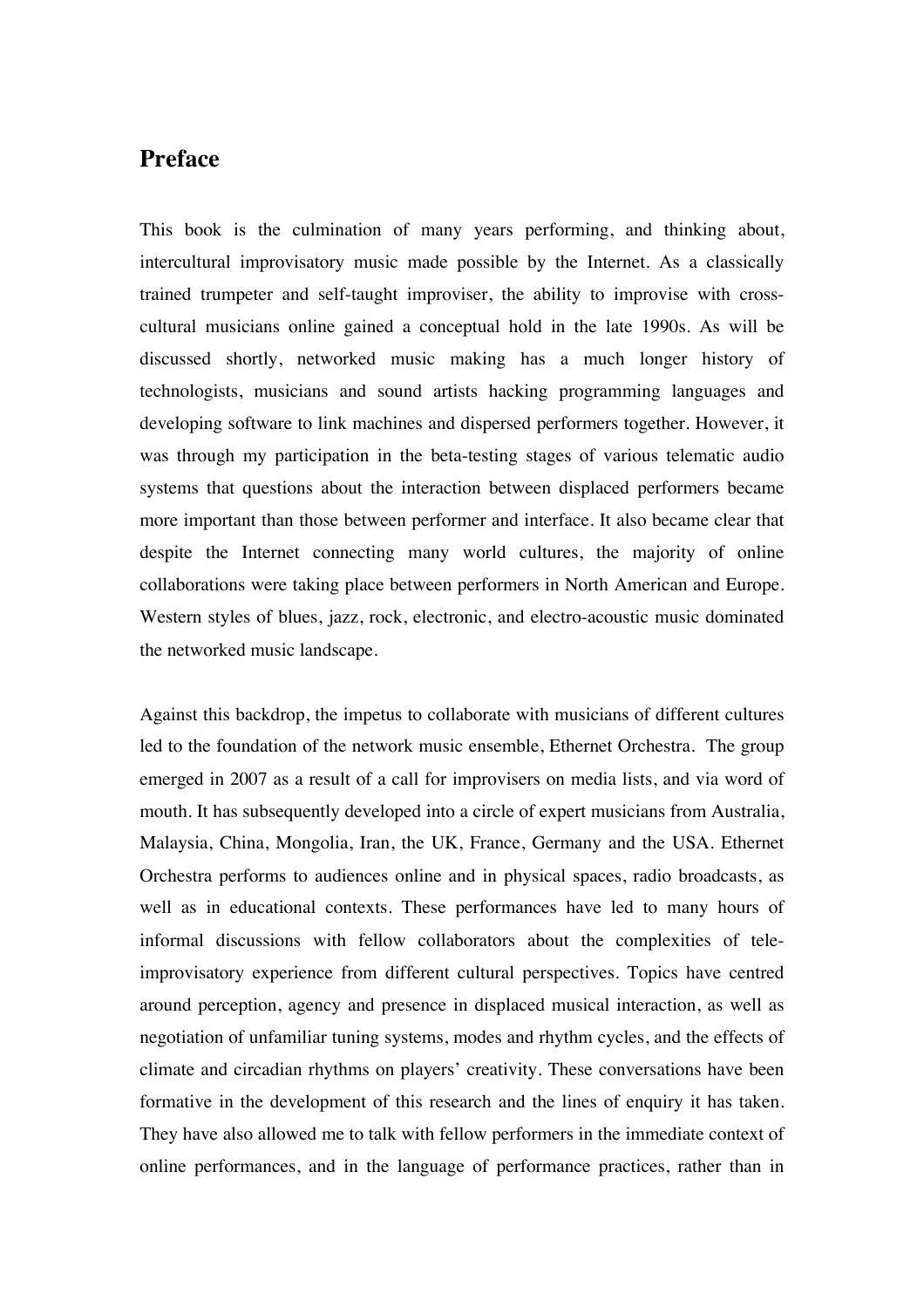## Preface

This book is the culmination of many years performing, and thinking about, intercultural improvisatory music made possible by the Internet. As a classically trained trumpeter and self-taught improviser, the ability to improvise with cross-cultural musicians online gained a conceptual hold in the late 1990s. As will be discussed shortly, networked music making has a much longer history of technologists, musicians and sound artists hacking programming languages and developing software to link machines and dispersed performers together. However, it was through my participation in the beta-testing stages of various telematic audio systems that questions about the interaction between displaced performers became more important than those between performer and interface. It also became clear that despite the Internet connecting many world cultures, the majority of online collaborations were taking place between performers in North American and Europe. Western styles of blues, jazz, rock, electronic, and electro-acoustic music dominated the networked music landscape.

Against this backdrop, the impetus to collaborate with musicians of different cultures led to the foundation of the network music ensemble, Ethernet Orchestra. The group emerged in 2007 as a result of a call for improvisers on media lists, and via word of mouth. It has subsequently developed into a circle of expert musicians from Australia, Malaysia, China, Mongolia, Iran, the UK, France, Germany and the USA. Ethernet Orchestra performs to audiences online and in physical spaces, radio broadcasts, as well as in educational contexts. These performances have led to many hours of informal discussions with fellow collaborators about the complexities of tele-improvisatory experience from different cultural perspectives. Topics have centred around perception, agency and presence in displaced musical interaction, as well as negotiation of unfamiliar tuning systems, modes and rhythm cycles, and the effects of climate and circadian rhythms on players' creativity. These conversations have been formative in the development of this research and the lines of enquiry it has taken. They have also allowed me to talk with fellow performers in the immediate context of online performances, and in the language of performance practices, rather than in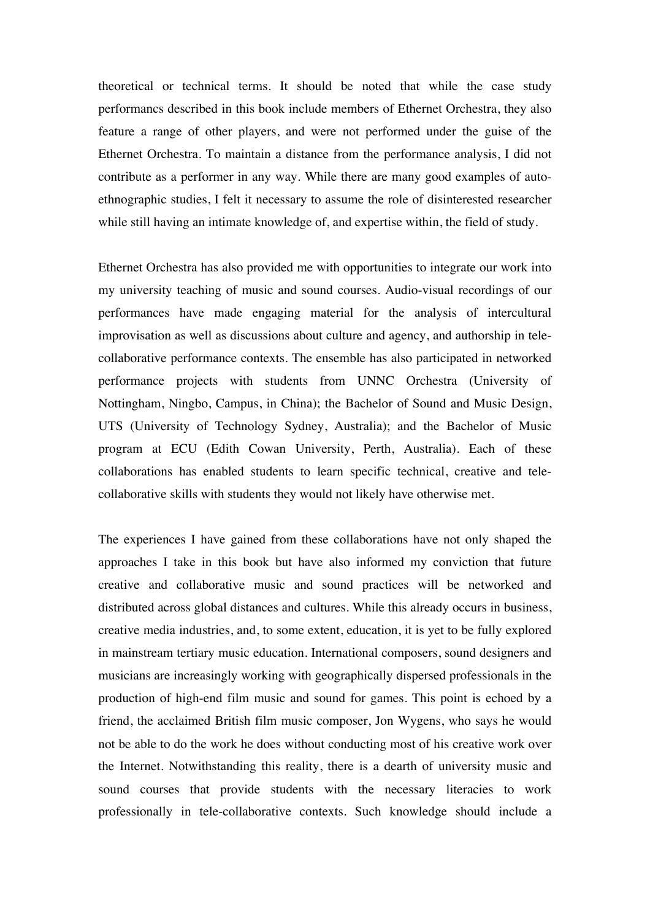theoretical or technical terms. It should be noted that while the case study performancs described in this book include members of Ethernet Orchestra, they also feature a range of other players, and were not performed under the guise of the Ethernet Orchestra. To maintain a distance from the performance analysis, I did not contribute as a performer in any way. While there are many good examples of auto-ethnographic studies, I felt it necessary to assume the role of disinterested researcher while still having an intimate knowledge of, and expertise within, the field of study.

Ethernet Orchestra has also provided me with opportunities to integrate our work into my university teaching of music and sound courses. Audio-visual recordings of our performances have made engaging material for the analysis of intercultural improvisation as well as discussions about culture and agency, and authorship in tele-collaborative performance contexts. The ensemble has also participated in networked performance projects with students from UNNC Orchestra (University of Nottingham, Ningbo, Campus, in China); the Bachelor of Sound and Music Design, UTS (University of Technology Sydney, Australia); and the Bachelor of Music program at ECU (Edith Cowan University, Perth, Australia). Each of these collaborations has enabled students to learn specific technical, creative and tele-collaborative skills with students they would not likely have otherwise met.

The experiences I have gained from these collaborations have not only shaped the approaches I take in this book but have also informed my conviction that future creative and collaborative music and sound practices will be networked and distributed across global distances and cultures. While this already occurs in business, creative media industries, and, to some extent, education, it is yet to be fully explored in mainstream tertiary music education. International composers, sound designers and musicians are increasingly working with geographically dispersed professionals in the production of high-end film music and sound for games. This point is echoed by a friend, the acclaimed British film music composer, Jon Wygens, who says he would not be able to do the work he does without conducting most of his creative work over the Internet. Notwithstanding this reality, there is a dearth of university music and sound courses that provide students with the necessary literacies to work professionally in tele-collaborative contexts. Such knowledge should include a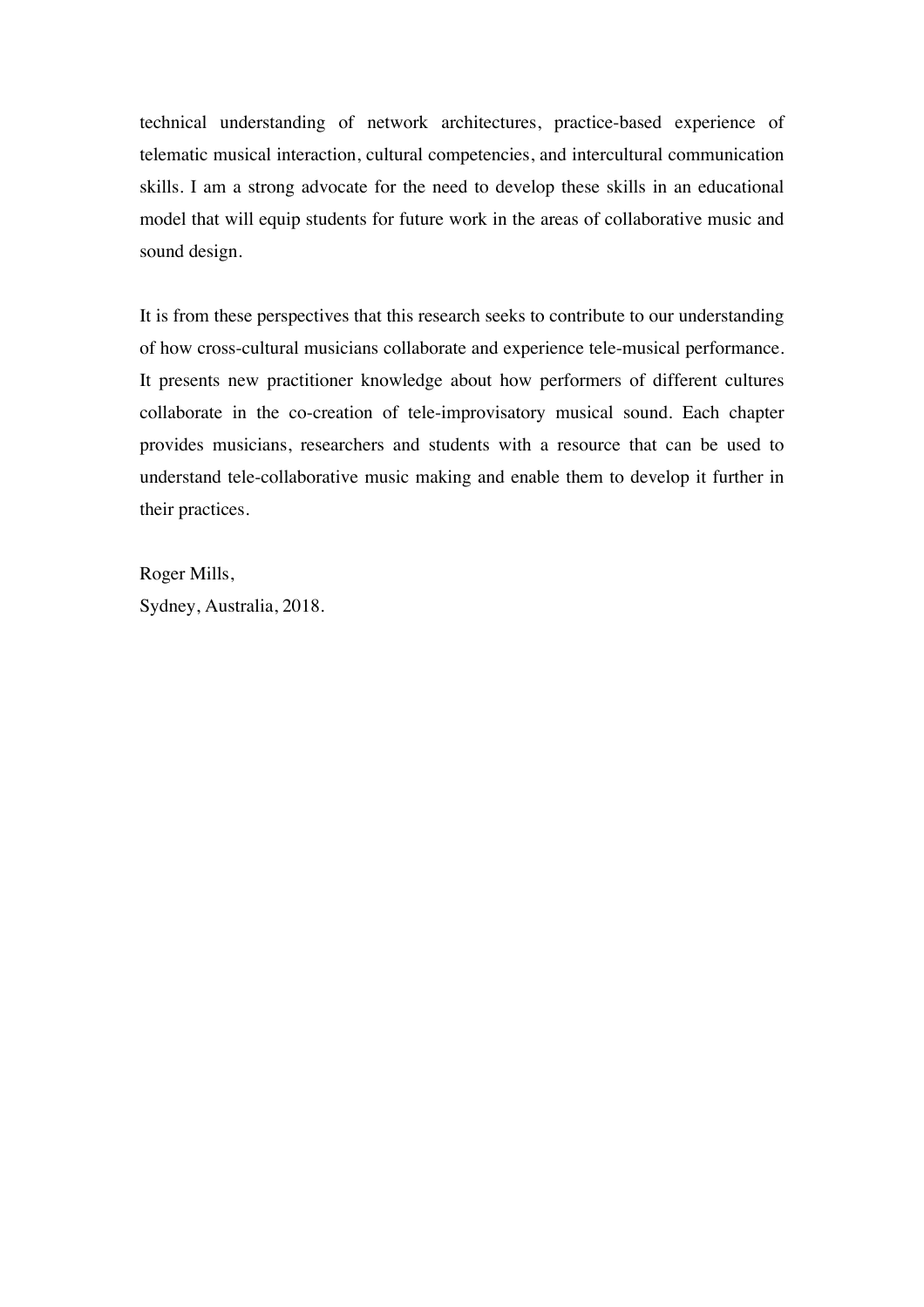technical understanding of network architectures, practice-based experience of telematic musical interaction, cultural competencies, and intercultural communication skills. I am a strong advocate for the need to develop these skills in an educational model that will equip students for future work in the areas of collaborative music and sound design.

It is from these perspectives that this research seeks to contribute to our understanding of how cross-cultural musicians collaborate and experience tele-musical performance. It presents new practitioner knowledge about how performers of different cultures collaborate in the co-creation of tele-improvisatory musical sound. Each chapter provides musicians, researchers and students with a resource that can be used to understand tele-collaborative music making and enable them to develop it further in their practices.

Roger Mills,
Sydney, Australia, 2018.